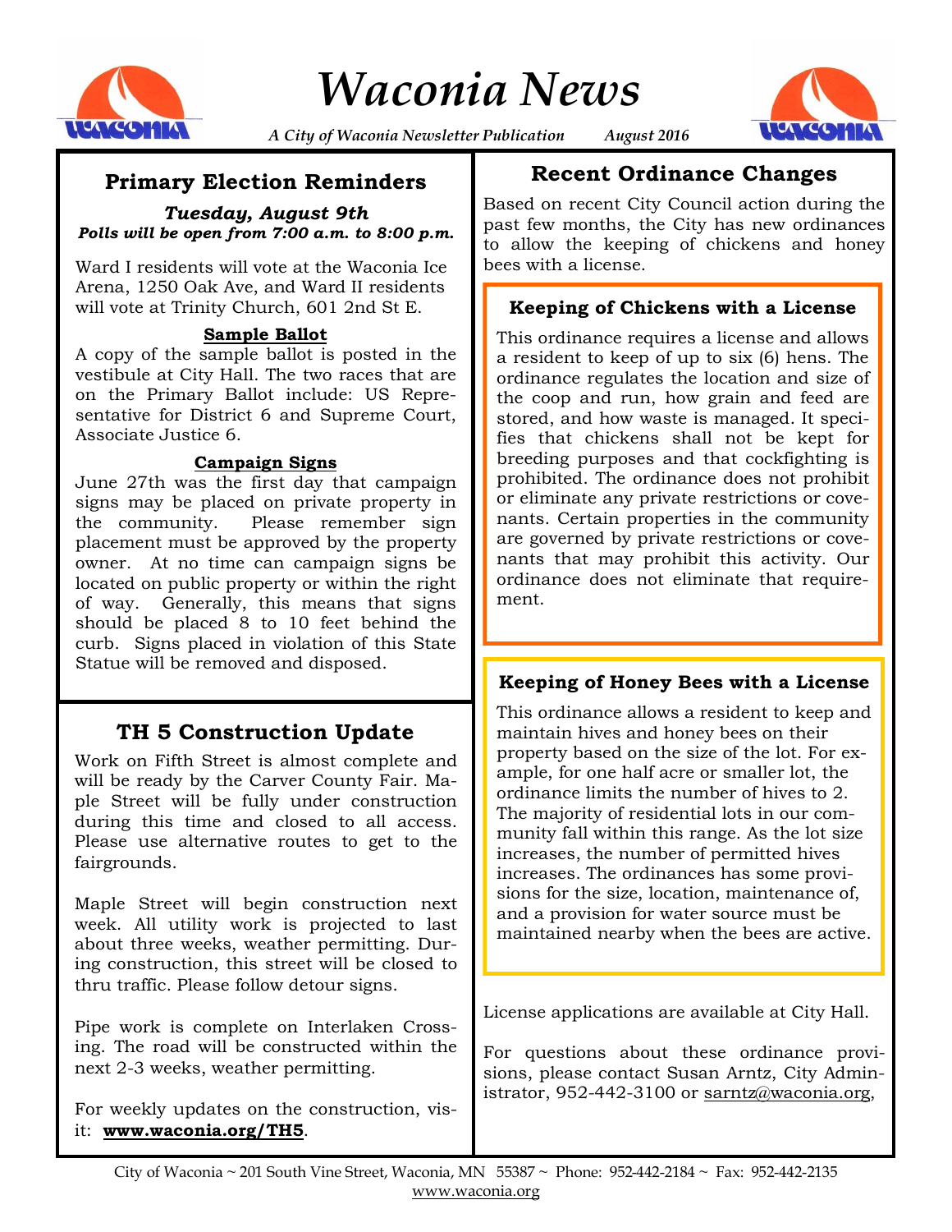# Waconia News

*A City of Waconia Newsletter Publication* *August 2016*

## Primary Election Reminders

***Tuesday, August 9th***
***Polls will be open from 7:00 a.m. to 8:00 p.m.***

Ward I residents will vote at the Waconia Ice Arena, 1250 Oak Ave, and Ward II residents will vote at Trinity Church, 601 2nd St E.

**Sample Ballot**

A copy of the sample ballot is posted in the vestibule at City Hall. The two races that are on the Primary Ballot include: US Representative for District 6 and Supreme Court, Associate Justice 6.

**Campaign Signs**

June 27th was the first day that campaign signs may be placed on private property in the community. Please remember sign placement must be approved by the property owner. At no time can campaign signs be located on public property or within the right of way. Generally, this means that signs should be placed 8 to 10 feet behind the curb. Signs placed in violation of this State Statue will be removed and disposed.

## TH 5 Construction Update

Work on Fifth Street is almost complete and will be ready by the Carver County Fair. Maple Street will be fully under construction during this time and closed to all access. Please use alternative routes to get to the fairgrounds.

Maple Street will begin construction next week. All utility work is projected to last about three weeks, weather permitting. During construction, this street will be closed to thru traffic. Please follow detour signs.

Pipe work is complete on Interlaken Crossing. The road will be constructed within the next 2-3 weeks, weather permitting.

For weekly updates on the construction, visit: **www.waconia.org/TH5**.

## Recent Ordinance Changes

Based on recent City Council action during the past few months, the City has new ordinances to allow the keeping of chickens and honey bees with a license.

### Keeping of Chickens with a License

This ordinance requires a license and allows a resident to keep of up to six (6) hens. The ordinance regulates the location and size of the coop and run, how grain and feed are stored, and how waste is managed. It specifies that chickens shall not be kept for breeding purposes and that cockfighting is prohibited. The ordinance does not prohibit or eliminate any private restrictions or covenants. Certain properties in the community are governed by private restrictions or covenants that may prohibit this activity. Our ordinance does not eliminate that requirement.

### Keeping of Honey Bees with a License

This ordinance allows a resident to keep and maintain hives and honey bees on their property based on the size of the lot. For example, for one half acre or smaller lot, the ordinance limits the number of hives to 2. The majority of residential lots in our community fall within this range. As the lot size increases, the number of permitted hives increases. The ordinances has some provisions for the size, location, maintenance of, and a provision for water source must be maintained nearby when the bees are active.

License applications are available at City Hall.

For questions about these ordinance provisions, please contact Susan Arntz, City Administrator, 952-442-3100 or sarntz@waconia.org,

City of Waconia ~ 201 South Vine Street, Waconia, MN 55387 ~ Phone: 952-442-2184 ~ Fax: 952-442-2135
www.waconia.org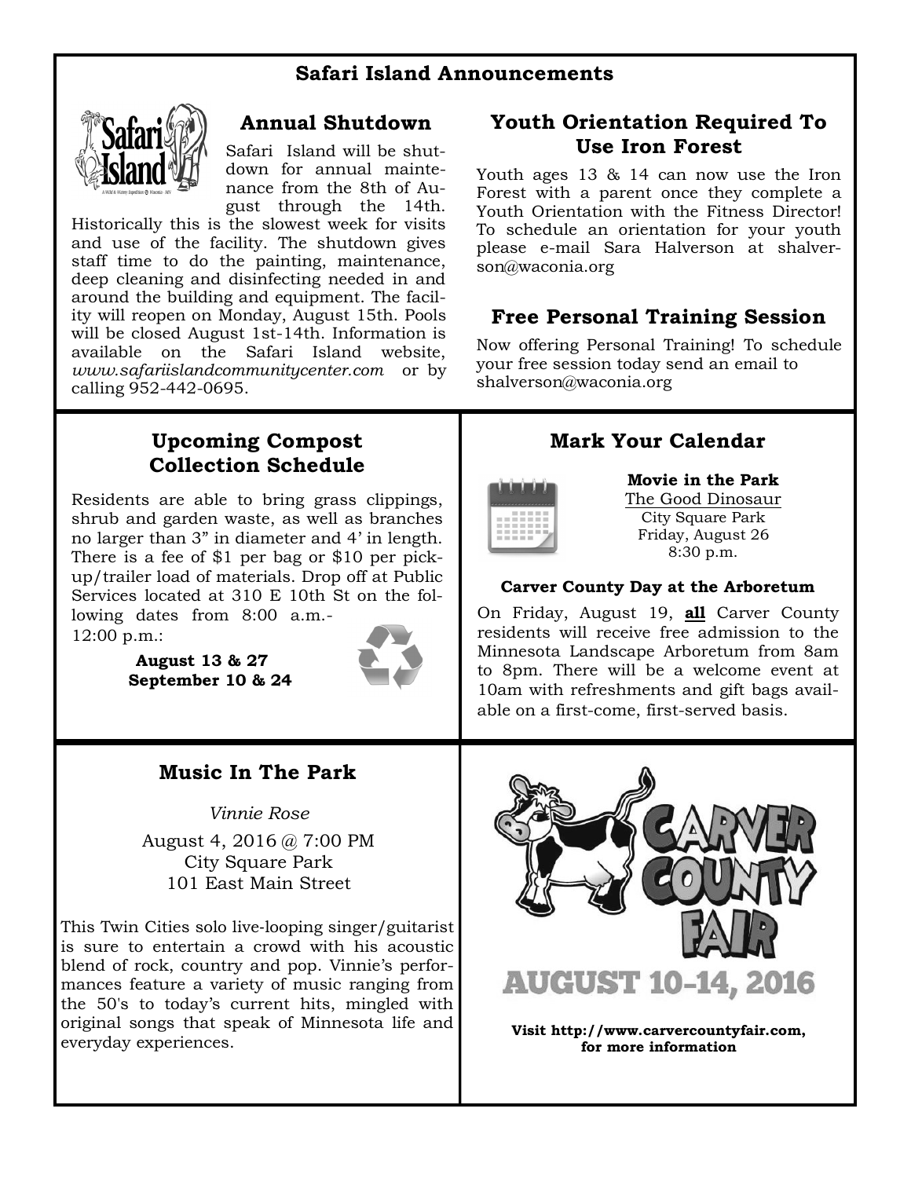# Safari Island Announcements

## Annual Shutdown

Safari Island will be shutdown for annual maintenance from the 8th of August through the 14th. Historically this is the slowest week for visits and use of the facility. The shutdown gives staff time to do the painting, maintenance, deep cleaning and disinfecting needed in and around the building and equipment. The facility will reopen on Monday, August 15th. Pools will be closed August 1st-14th. Information is available on the Safari Island website, *www.safariislandcommunitycenter.com* or by calling 952-442-0695.

## Youth Orientation Required To Use Iron Forest

Youth ages 13 & 14 can now use the Iron Forest with a parent once they complete a Youth Orientation with the Fitness Director! To schedule an orientation for your youth please e-mail Sara Halverson at shalverson@waconia.org

## Free Personal Training Session

Now offering Personal Training! To schedule your free session today send an email to shalverson@waconia.org

## Upcoming Compost Collection Schedule

Residents are able to bring grass clippings, shrub and garden waste, as well as branches no larger than 3" in diameter and 4' in length. There is a fee of $1 per bag or $10 per pickup/trailer load of materials. Drop off at Public Services located at 310 E 10th St on the following dates from 8:00 a.m.-12:00 p.m.:

**August 13 & 27**
**September 10 & 24**

## Mark Your Calendar

**Movie in the Park**
The Good Dinosaur
City Square Park
Friday, August 26
8:30 p.m.

**Carver County Day at the Arboretum**

On Friday, August 19, **all** Carver County residents will receive free admission to the Minnesota Landscape Arboretum from 8am to 8pm. There will be a welcome event at 10am with refreshments and gift bags available on a first-come, first-served basis.

## Music In The Park

*Vinnie Rose*

August 4, 2016 @ 7:00 PM
City Square Park
101 East Main Street

This Twin Cities solo live-looping singer/guitarist is sure to entertain a crowd with his acoustic blend of rock, country and pop. Vinnie's performances feature a variety of music ranging from the 50's to today's current hits, mingled with original songs that speak of Minnesota life and everyday experiences.

## Carver County Fair

**AUGUST 10-14, 2016**

**Visit http://www.carvercountyfair.com, for more information**